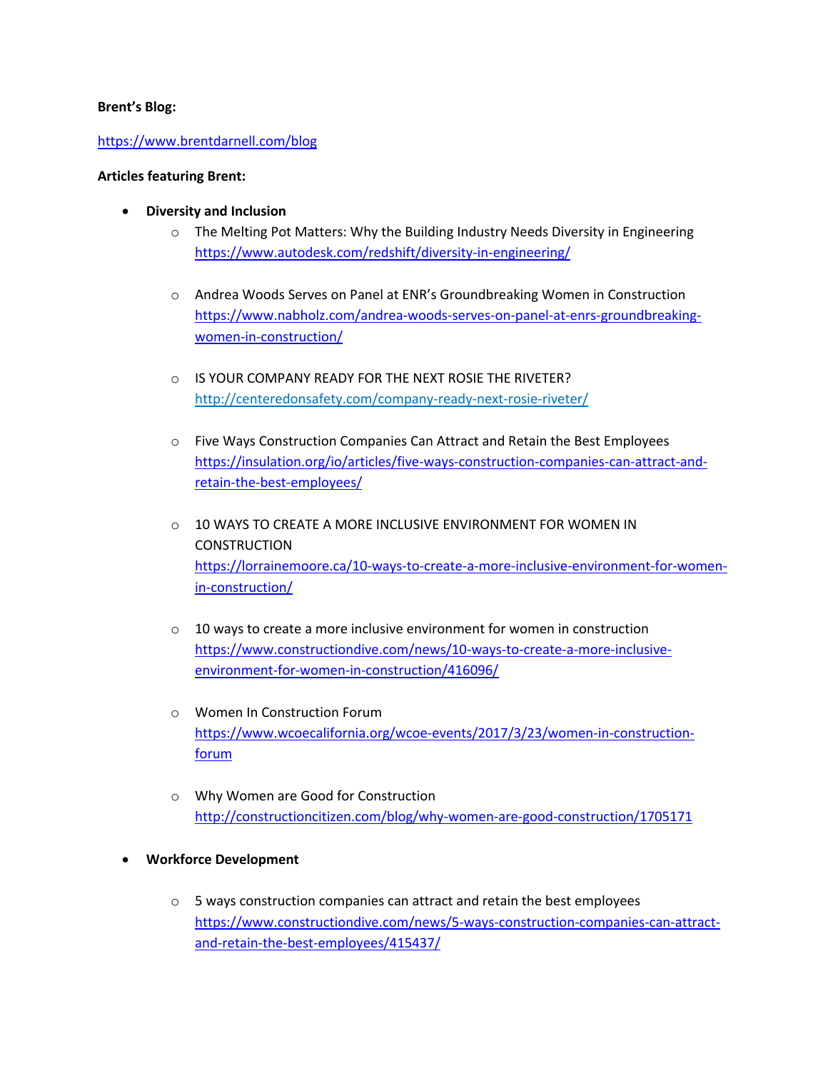**Brent's Blog:**

https://www.brentdarnell.com/blog

**Articles featuring Brent:**

- **Diversity and Inclusion**
  - The Melting Pot Matters: Why the Building Industry Needs Diversity in Engineering
    https://www.autodesk.com/redshift/diversity-in-engineering/
  - Andrea Woods Serves on Panel at ENR's Groundbreaking Women in Construction
    https://www.nabholz.com/andrea-woods-serves-on-panel-at-enrs-groundbreaking-women-in-construction/
  - IS YOUR COMPANY READY FOR THE NEXT ROSIE THE RIVETER?
    http://centeredonsafety.com/company-ready-next-rosie-riveter/
  - Five Ways Construction Companies Can Attract and Retain the Best Employees
    https://insulation.org/io/articles/five-ways-construction-companies-can-attract-and-retain-the-best-employees/
  - 10 WAYS TO CREATE A MORE INCLUSIVE ENVIRONMENT FOR WOMEN IN CONSTRUCTION
    https://lorrainemoore.ca/10-ways-to-create-a-more-inclusive-environment-for-women-in-construction/
  - 10 ways to create a more inclusive environment for women in construction
    https://www.constructiondive.com/news/10-ways-to-create-a-more-inclusive-environment-for-women-in-construction/416096/
  - Women In Construction Forum
    https://www.wcoecalifornia.org/wcoe-events/2017/3/23/women-in-construction-forum
  - Why Women are Good for Construction
    http://constructioncitizen.com/blog/why-women-are-good-construction/1705171
- **Workforce Development**
  - 5 ways construction companies can attract and retain the best employees
    https://www.constructiondive.com/news/5-ways-construction-companies-can-attract-and-retain-the-best-employees/415437/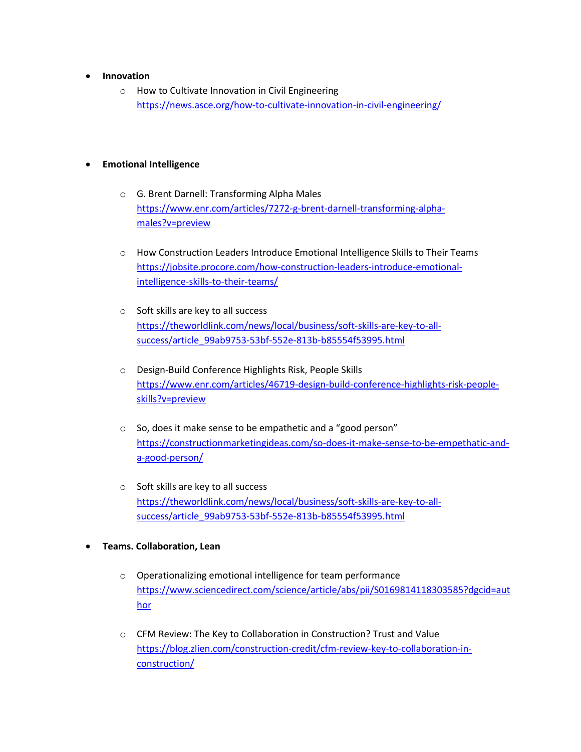- **Innovation**
  - How to Cultivate Innovation in Civil Engineering
    https://news.asce.org/how-to-cultivate-innovation-in-civil-engineering/

- **Emotional Intelligence**
  - G. Brent Darnell: Transforming Alpha Males
    https://www.enr.com/articles/7272-g-brent-darnell-transforming-alpha-males?v=preview
  - How Construction Leaders Introduce Emotional Intelligence Skills to Their Teams
    https://jobsite.procore.com/how-construction-leaders-introduce-emotional-intelligence-skills-to-their-teams/
  - Soft skills are key to all success
    https://theworldlink.com/news/local/business/soft-skills-are-key-to-all-success/article_99ab9753-53bf-552e-813b-b85554f53995.html
  - Design-Build Conference Highlights Risk, People Skills
    https://www.enr.com/articles/46719-design-build-conference-highlights-risk-people-skills?v=preview
  - So, does it make sense to be empathetic and a "good person"
    https://constructionmarketingideas.com/so-does-it-make-sense-to-be-empethatic-and-a-good-person/
  - Soft skills are key to all success
    https://theworldlink.com/news/local/business/soft-skills-are-key-to-all-success/article_99ab9753-53bf-552e-813b-b85554f53995.html

- **Teams. Collaboration, Lean**
  - Operationalizing emotional intelligence for team performance
    https://www.sciencedirect.com/science/article/abs/pii/S0169814118303585?dgcid=author
  - CFM Review: The Key to Collaboration in Construction? Trust and Value
    https://blog.zlien.com/construction-credit/cfm-review-key-to-collaboration-in-construction/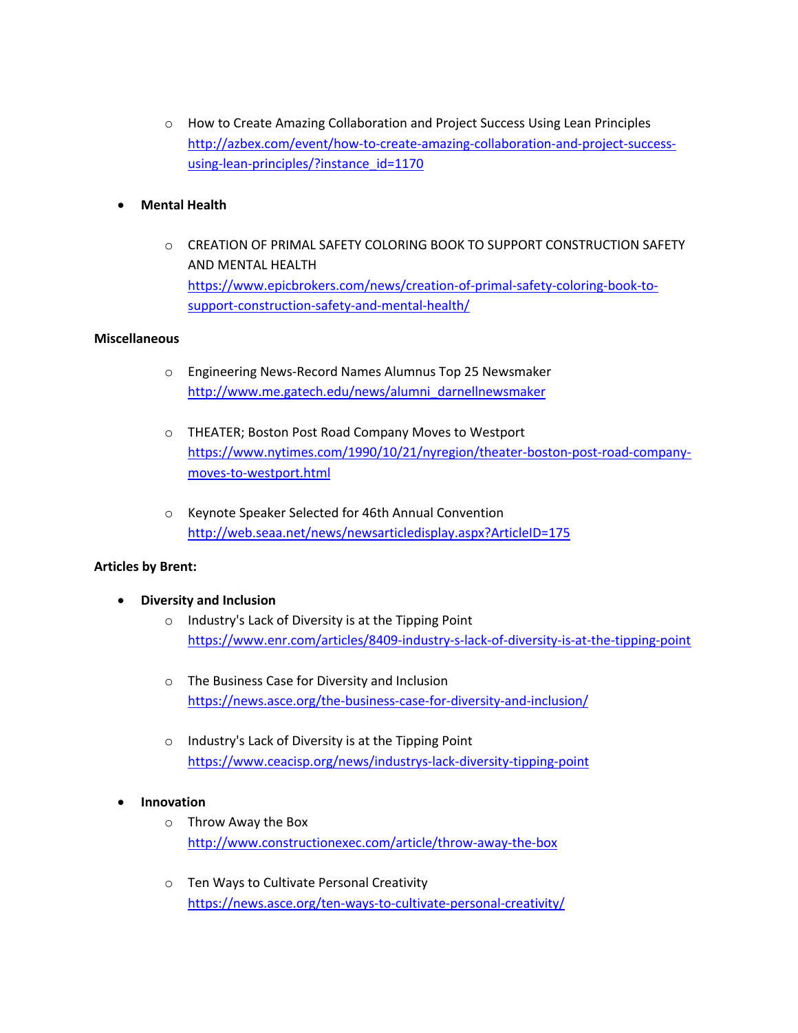- How to Create Amazing Collaboration and Project Success Using Lean Principles
  http://azbex.com/event/how-to-create-amazing-collaboration-and-project-success-using-lean-principles/?instance_id=1170

- **Mental Health**

  - CREATION OF PRIMAL SAFETY COLORING BOOK TO SUPPORT CONSTRUCTION SAFETY AND MENTAL HEALTH
    https://www.epicbrokers.com/news/creation-of-primal-safety-coloring-book-to-support-construction-safety-and-mental-health/

**Miscellaneous**

- Engineering News-Record Names Alumnus Top 25 Newsmaker
  http://www.me.gatech.edu/news/alumni_darnellnewsmaker

- THEATER; Boston Post Road Company Moves to Westport
  https://www.nytimes.com/1990/10/21/nyregion/theater-boston-post-road-company-moves-to-westport.html

- Keynote Speaker Selected for 46th Annual Convention
  http://web.seaa.net/news/newsarticledisplay.aspx?ArticleID=175

**Articles by Brent:**

- **Diversity and Inclusion**
  - Industry's Lack of Diversity is at the Tipping Point
    https://www.enr.com/articles/8409-industry-s-lack-of-diversity-is-at-the-tipping-point

  - The Business Case for Diversity and Inclusion
    https://news.asce.org/the-business-case-for-diversity-and-inclusion/

  - Industry's Lack of Diversity is at the Tipping Point
    https://www.ceacisp.org/news/industrys-lack-diversity-tipping-point

- **Innovation**
  - Throw Away the Box
    http://www.constructionexec.com/article/throw-away-the-box

  - Ten Ways to Cultivate Personal Creativity
    https://news.asce.org/ten-ways-to-cultivate-personal-creativity/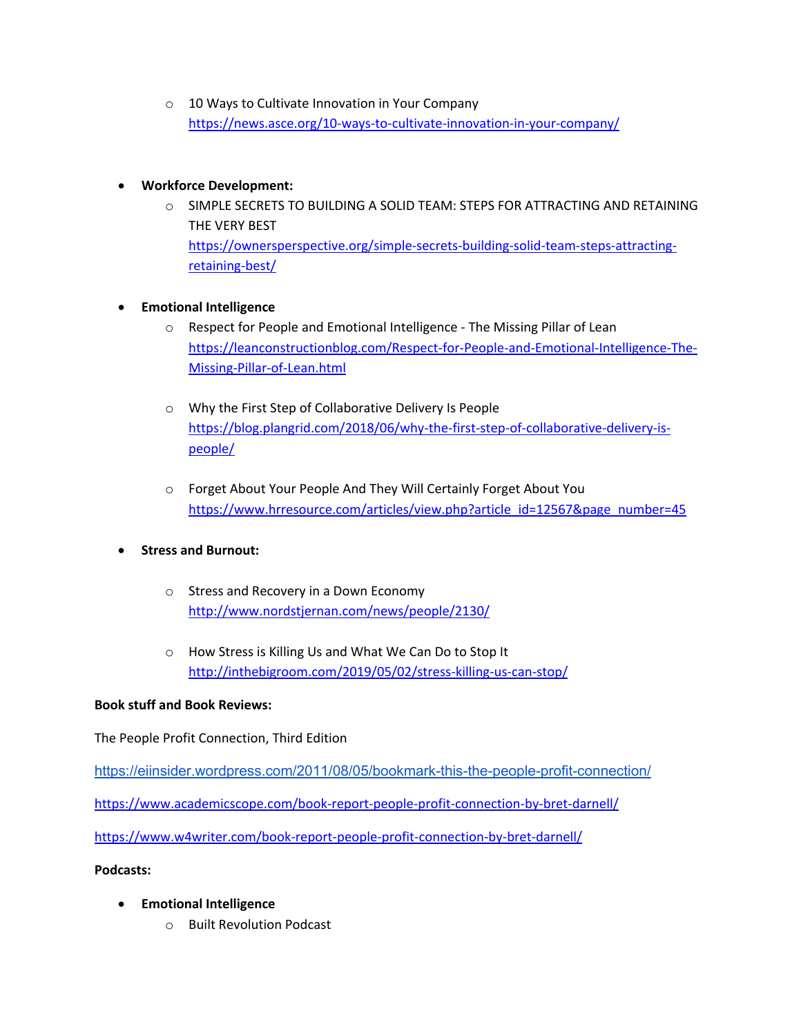- 10 Ways to Cultivate Innovation in Your Company
      https://news.asce.org/10-ways-to-cultivate-innovation-in-your-company/

- **Workforce Development:**
    - SIMPLE SECRETS TO BUILDING A SOLID TEAM: STEPS FOR ATTRACTING AND RETAINING THE VERY BEST
      https://ownersperspective.org/simple-secrets-building-solid-team-steps-attracting-retaining-best/

- **Emotional Intelligence**
    - Respect for People and Emotional Intelligence - The Missing Pillar of Lean
      https://leanconstructionblog.com/Respect-for-People-and-Emotional-Intelligence-The-Missing-Pillar-of-Lean.html
    - Why the First Step of Collaborative Delivery Is People
      https://blog.plangrid.com/2018/06/why-the-first-step-of-collaborative-delivery-is-people/
    - Forget About Your People And They Will Certainly Forget About You
      https://www.hrresource.com/articles/view.php?article_id=12567&page_number=45

- **Stress and Burnout:**
    - Stress and Recovery in a Down Economy
      http://www.nordstjernan.com/news/people/2130/
    - How Stress is Killing Us and What We Can Do to Stop It
      http://inthebigroom.com/2019/05/02/stress-killing-us-can-stop/

**Book stuff and Book Reviews:**

The People Profit Connection, Third Edition

https://eiinsider.wordpress.com/2011/08/05/bookmark-this-the-people-profit-connection/

https://www.academicscope.com/book-report-people-profit-connection-by-bret-darnell/

https://www.w4writer.com/book-report-people-profit-connection-by-bret-darnell/

**Podcasts:**

- **Emotional Intelligence**
    - Built Revolution Podcast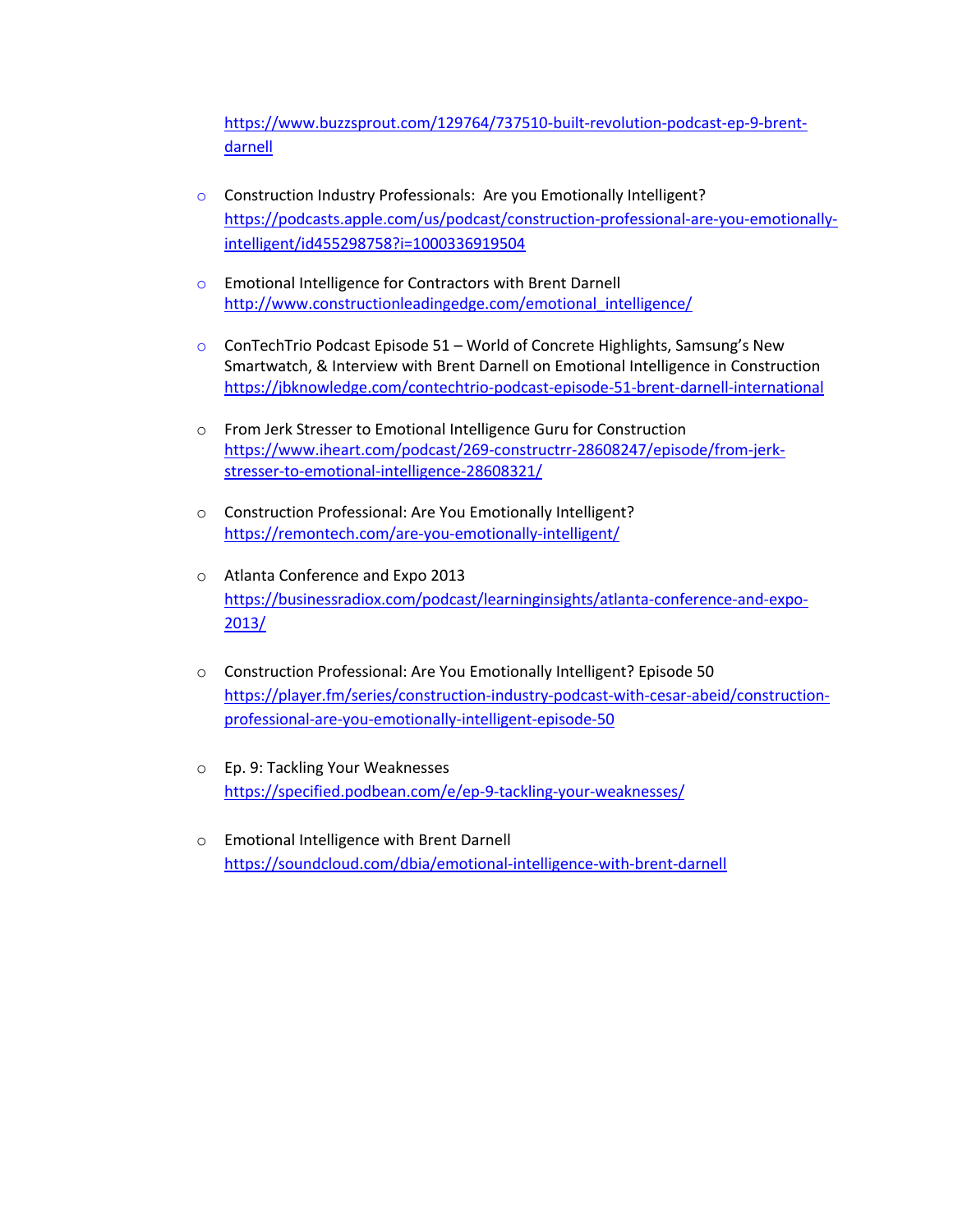https://www.buzzsprout.com/129764/737510-built-revolution-podcast-ep-9-brent-darnell

- Construction Industry Professionals: Are you Emotionally Intelligent?
  https://podcasts.apple.com/us/podcast/construction-professional-are-you-emotionally-intelligent/id455298758?i=1000336919504

- Emotional Intelligence for Contractors with Brent Darnell
  http://www.constructionleadingedge.com/emotional_intelligence/

- ConTechTrio Podcast Episode 51 – World of Concrete Highlights, Samsung's New Smartwatch, & Interview with Brent Darnell on Emotional Intelligence in Construction
  https://jbknowledge.com/contechtrio-podcast-episode-51-brent-darnell-international

- From Jerk Stresser to Emotional Intelligence Guru for Construction
  https://www.iheart.com/podcast/269-constructrr-28608247/episode/from-jerk-stresser-to-emotional-intelligence-28608321/

- Construction Professional: Are You Emotionally Intelligent?
  https://remontech.com/are-you-emotionally-intelligent/

- Atlanta Conference and Expo 2013
  https://businessradiox.com/podcast/learninginsights/atlanta-conference-and-expo-2013/

- Construction Professional: Are You Emotionally Intelligent? Episode 50
  https://player.fm/series/construction-industry-podcast-with-cesar-abeid/construction-professional-are-you-emotionally-intelligent-episode-50

- Ep. 9: Tackling Your Weaknesses
  https://specified.podbean.com/e/ep-9-tackling-your-weaknesses/

- Emotional Intelligence with Brent Darnell
  https://soundcloud.com/dbia/emotional-intelligence-with-brent-darnell